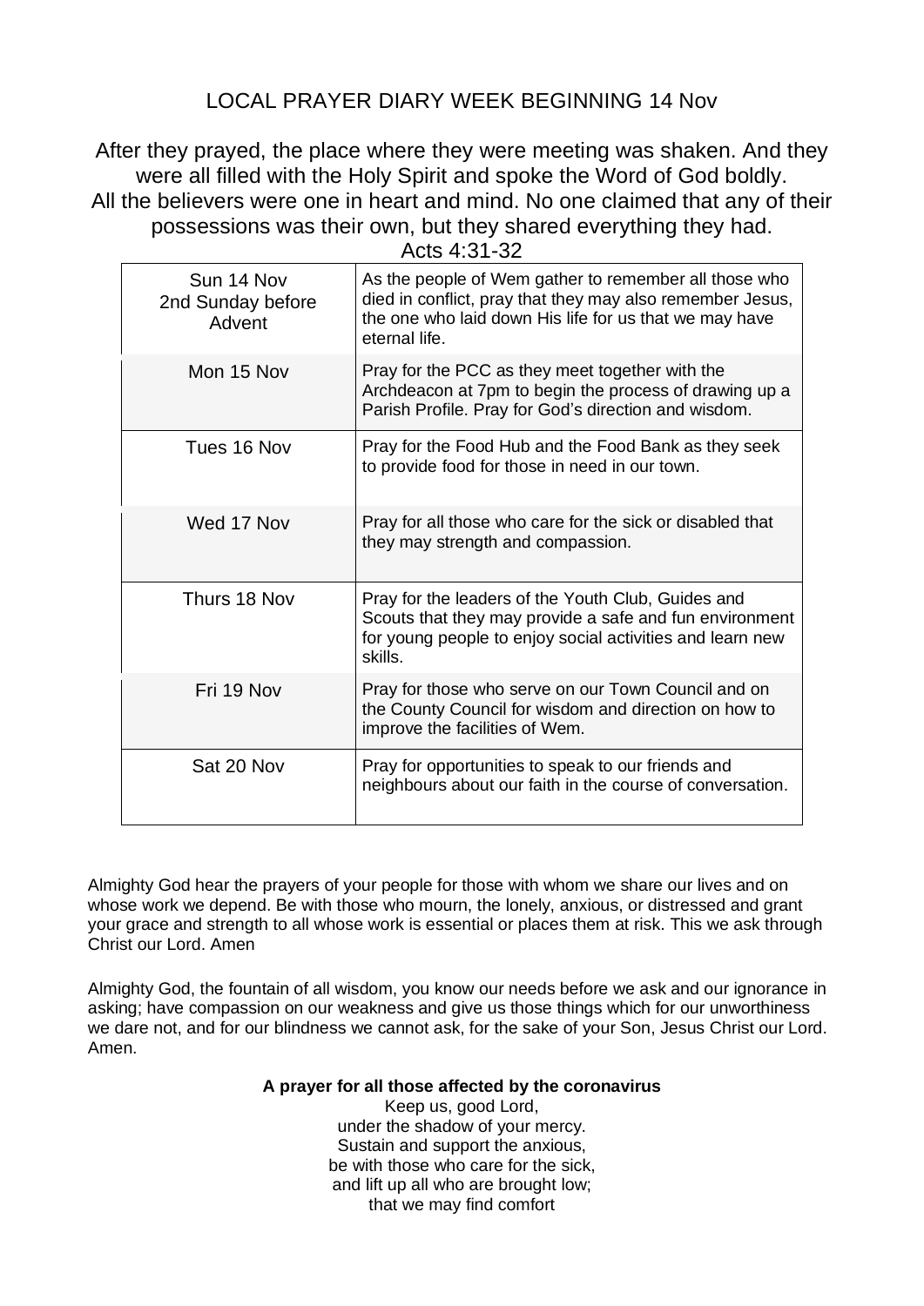# LOCAL PRAYER DIARY WEEK BEGINNING 14 Nov

After they prayed, the place where they were meeting was shaken. And they were all filled with the Holy Spirit and spoke the Word of God boldly. All the believers were one in heart and mind. No one claimed that any of their possessions was their own, but they shared everything they had.

Acts 4:31-32

| | |
|---|---|
| Sun 14 Nov 2nd Sunday before Advent | As the people of Wem gather to remember all those who died in conflict, pray that they may also remember Jesus, the one who laid down His life for us that we may have eternal life. |
| Mon 15 Nov | Pray for the PCC as they meet together with the Archdeacon at 7pm to begin the process of drawing up a Parish Profile. Pray for God's direction and wisdom. |
| Tues 16 Nov | Pray for the Food Hub and the Food Bank as they seek to provide food for those in need in our town. |
| Wed 17 Nov | Pray for all those who care for the sick or disabled that they may strength and compassion. |
| Thurs 18 Nov | Pray for the leaders of the Youth Club, Guides and Scouts that they may provide a safe and fun environment for young people to enjoy social activities and learn new skills. |
| Fri 19 Nov | Pray for those who serve on our Town Council and on the County Council for wisdom and direction on how to improve the facilities of Wem. |
| Sat 20 Nov | Pray for opportunities to speak to our friends and neighbours about our faith in the course of conversation. |

Almighty God hear the prayers of your people for those with whom we share our lives and on whose work we depend. Be with those who mourn, the lonely, anxious, or distressed and grant your grace and strength to all whose work is essential or places them at risk. This we ask through Christ our Lord. Amen

Almighty God, the fountain of all wisdom, you know our needs before we ask and our ignorance in asking; have compassion on our weakness and give us those things which for our unworthiness we dare not, and for our blindness we cannot ask, for the sake of your Son, Jesus Christ our Lord. Amen.

**A prayer for all those affected by the coronavirus**

Keep us, good Lord,
under the shadow of your mercy.
Sustain and support the anxious,
be with those who care for the sick,
and lift up all who are brought low;
that we may find comfort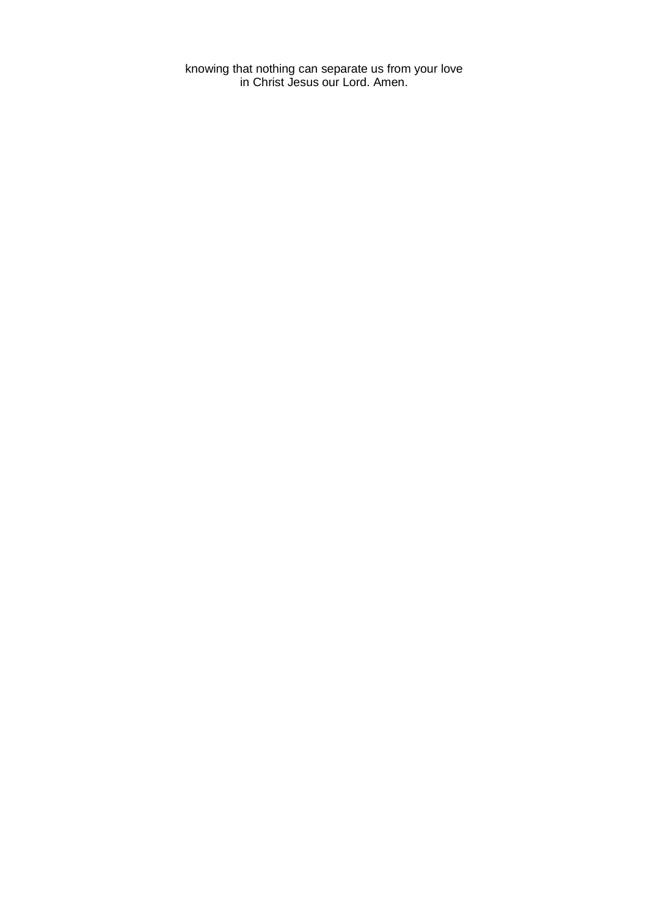knowing that nothing can separate us from your love
in Christ Jesus our Lord. Amen.